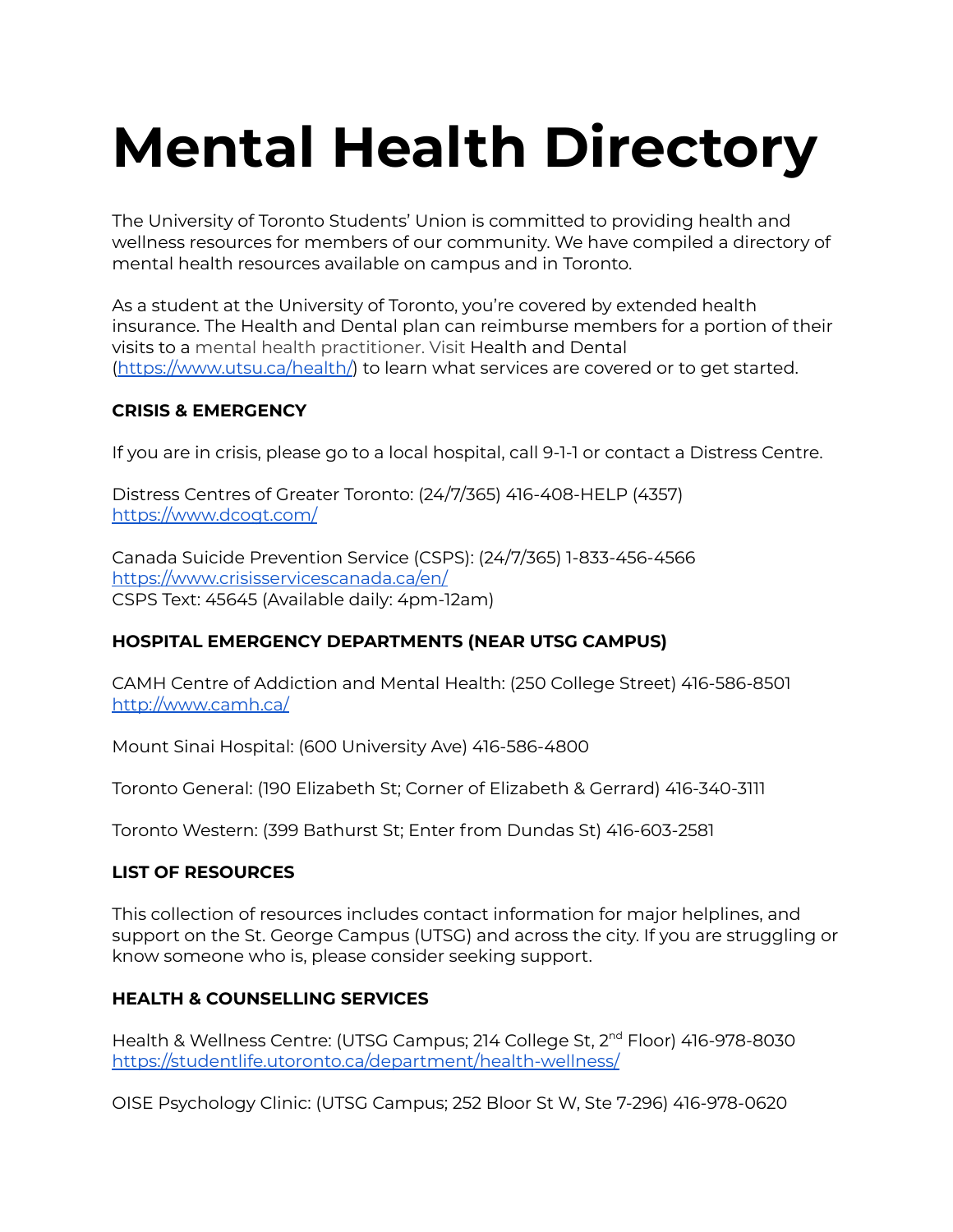# Mental Health Directory

The University of Toronto Students' Union is committed to providing health and wellness resources for members of our community. We have compiled a directory of mental health resources available on campus and in Toronto.

As a student at the University of Toronto, you're covered by extended health insurance. The Health and Dental plan can reimburse members for a portion of their visits to a mental health practitioner. Visit Health and Dental (https://www.utsu.ca/health/) to learn what services are covered or to get started.

**CRISIS & EMERGENCY**

If you are in crisis, please go to a local hospital, call 9-1-1 or contact a Distress Centre.

Distress Centres of Greater Toronto: (24/7/365) 416-408-HELP (4357)
https://www.dcogt.com/

Canada Suicide Prevention Service (CSPS): (24/7/365) 1-833-456-4566
https://www.crisisservicescanada.ca/en/
CSPS Text: 45645 (Available daily: 4pm-12am)

**HOSPITAL EMERGENCY DEPARTMENTS (NEAR UTSG CAMPUS)**

CAMH Centre of Addiction and Mental Health: (250 College Street) 416-586-8501
http://www.camh.ca/

Mount Sinai Hospital: (600 University Ave) 416-586-4800

Toronto General: (190 Elizabeth St; Corner of Elizabeth & Gerrard) 416-340-3111

Toronto Western: (399 Bathurst St; Enter from Dundas St) 416-603-2581

**LIST OF RESOURCES**

This collection of resources includes contact information for major helplines, and support on the St. George Campus (UTSG) and across the city. If you are struggling or know someone who is, please consider seeking support.

**HEALTH & COUNSELLING SERVICES**

Health & Wellness Centre: (UTSG Campus; 214 College St, 2nd Floor) 416-978-8030
https://studentlife.utoronto.ca/department/health-wellness/

OISE Psychology Clinic: (UTSG Campus; 252 Bloor St W, Ste 7-296) 416-978-0620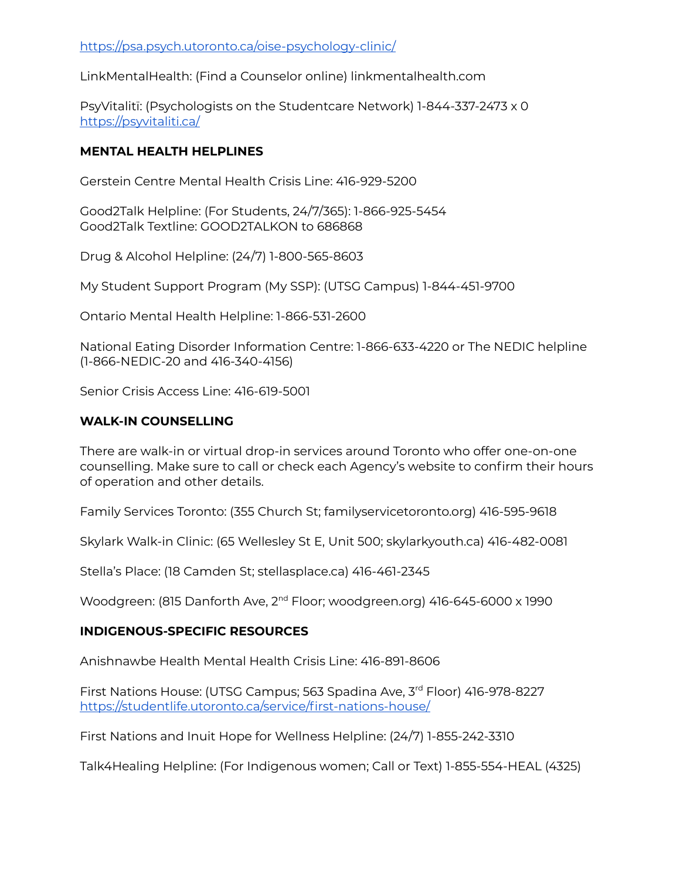https://psa.psych.utoronto.ca/oise-psychology-clinic/

LinkMentalHealth: (Find a Counselor online) linkmentalhealth.com

PsyVitalitï: (Psychologists on the Studentcare Network) 1-844-337-2473 x 0
https://psyvitaliti.ca/

**MENTAL HEALTH HELPLINES**

Gerstein Centre Mental Health Crisis Line: 416-929-5200

Good2Talk Helpline: (For Students, 24/7/365): 1-866-925-5454
Good2Talk Textline: GOOD2TALKON to 686868

Drug & Alcohol Helpline: (24/7) 1-800-565-8603

My Student Support Program (My SSP): (UTSG Campus) 1-844-451-9700

Ontario Mental Health Helpline: 1-866-531-2600

National Eating Disorder Information Centre: 1-866-633-4220 or The NEDIC helpline (1-866-NEDIC-20 and 416-340-4156)

Senior Crisis Access Line: 416-619-5001

**WALK-IN COUNSELLING**

There are walk-in or virtual drop-in services around Toronto who offer one-on-one counselling. Make sure to call or check each Agency's website to confirm their hours of operation and other details.

Family Services Toronto: (355 Church St; familyservicetoronto.org) 416-595-9618

Skylark Walk-in Clinic: (65 Wellesley St E, Unit 500; skylarkyouth.ca) 416-482-0081

Stella's Place: (18 Camden St; stellasplace.ca) 416-461-2345

Woodgreen: (815 Danforth Ave, 2nd Floor; woodgreen.org) 416-645-6000 x 1990

**INDIGENOUS-SPECIFIC RESOURCES**

Anishnawbe Health Mental Health Crisis Line: 416-891-8606

First Nations House: (UTSG Campus; 563 Spadina Ave, 3rd Floor) 416-978-8227
https://studentlife.utoronto.ca/service/first-nations-house/

First Nations and Inuit Hope for Wellness Helpline: (24/7) 1-855-242-3310

Talk4Healing Helpline: (For Indigenous women; Call or Text) 1-855-554-HEAL (4325)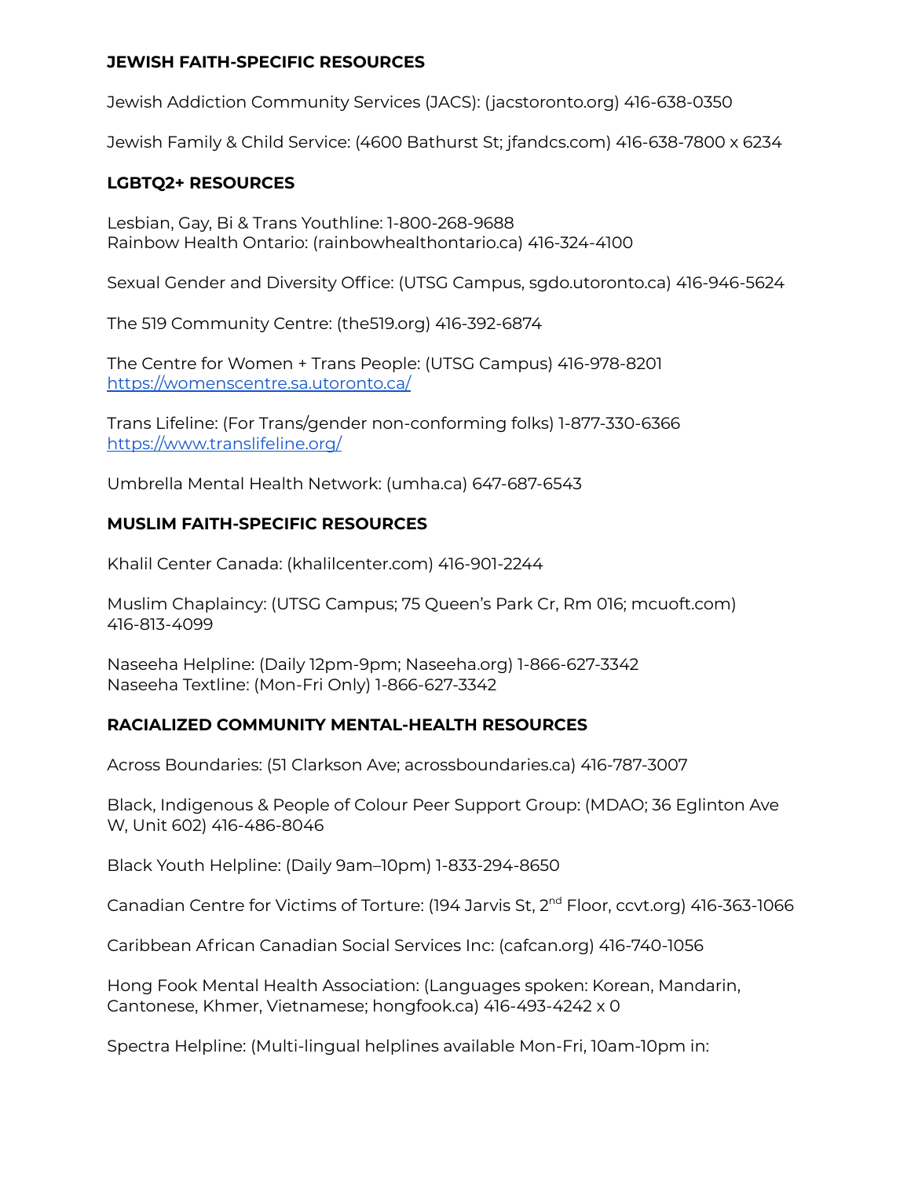**JEWISH FAITH-SPECIFIC RESOURCES**

Jewish Addiction Community Services (JACS): (jacstoronto.org) 416-638-0350

Jewish Family & Child Service: (4600 Bathurst St; jfandcs.com) 416-638-7800 x 6234

**LGBTQ2+ RESOURCES**

Lesbian, Gay, Bi & Trans Youthline: 1-800-268-9688
Rainbow Health Ontario: (rainbowhealthontario.ca) 416-324-4100

Sexual Gender and Diversity Office: (UTSG Campus, sgdo.utoronto.ca) 416-946-5624

The 519 Community Centre: (the519.org) 416-392-6874

The Centre for Women + Trans People: (UTSG Campus) 416-978-8201
[https://womenscentre.sa.utoronto.ca/](https://womenscentre.sa.utoronto.ca/)

Trans Lifeline: (For Trans/gender non-conforming folks) 1-877-330-6366
[https://www.translifeline.org/](https://www.translifeline.org/)

Umbrella Mental Health Network: (umha.ca) 647-687-6543

**MUSLIM FAITH-SPECIFIC RESOURCES**

Khalil Center Canada: (khalilcenter.com) 416-901-2244

Muslim Chaplaincy: (UTSG Campus; 75 Queen's Park Cr, Rm 016; mcuoft.com) 416-813-4099

Naseeha Helpline: (Daily 12pm-9pm; Naseeha.org) 1-866-627-3342
Naseeha Textline: (Mon-Fri Only) 1-866-627-3342

**RACIALIZED COMMUNITY MENTAL-HEALTH RESOURCES**

Across Boundaries: (51 Clarkson Ave; acrossboundaries.ca) 416-787-3007

Black, Indigenous & People of Colour Peer Support Group: (MDAO; 36 Eglinton Ave W, Unit 602) 416-486-8046

Black Youth Helpline: (Daily 9am–10pm) 1-833-294-8650

Canadian Centre for Victims of Torture: (194 Jarvis St, 2nd Floor, ccvt.org) 416-363-1066

Caribbean African Canadian Social Services Inc: (cafcan.org) 416-740-1056

Hong Fook Mental Health Association: (Languages spoken: Korean, Mandarin, Cantonese, Khmer, Vietnamese; hongfook.ca) 416-493-4242 x 0

Spectra Helpline: (Multi-lingual helplines available Mon-Fri, 10am-10pm in: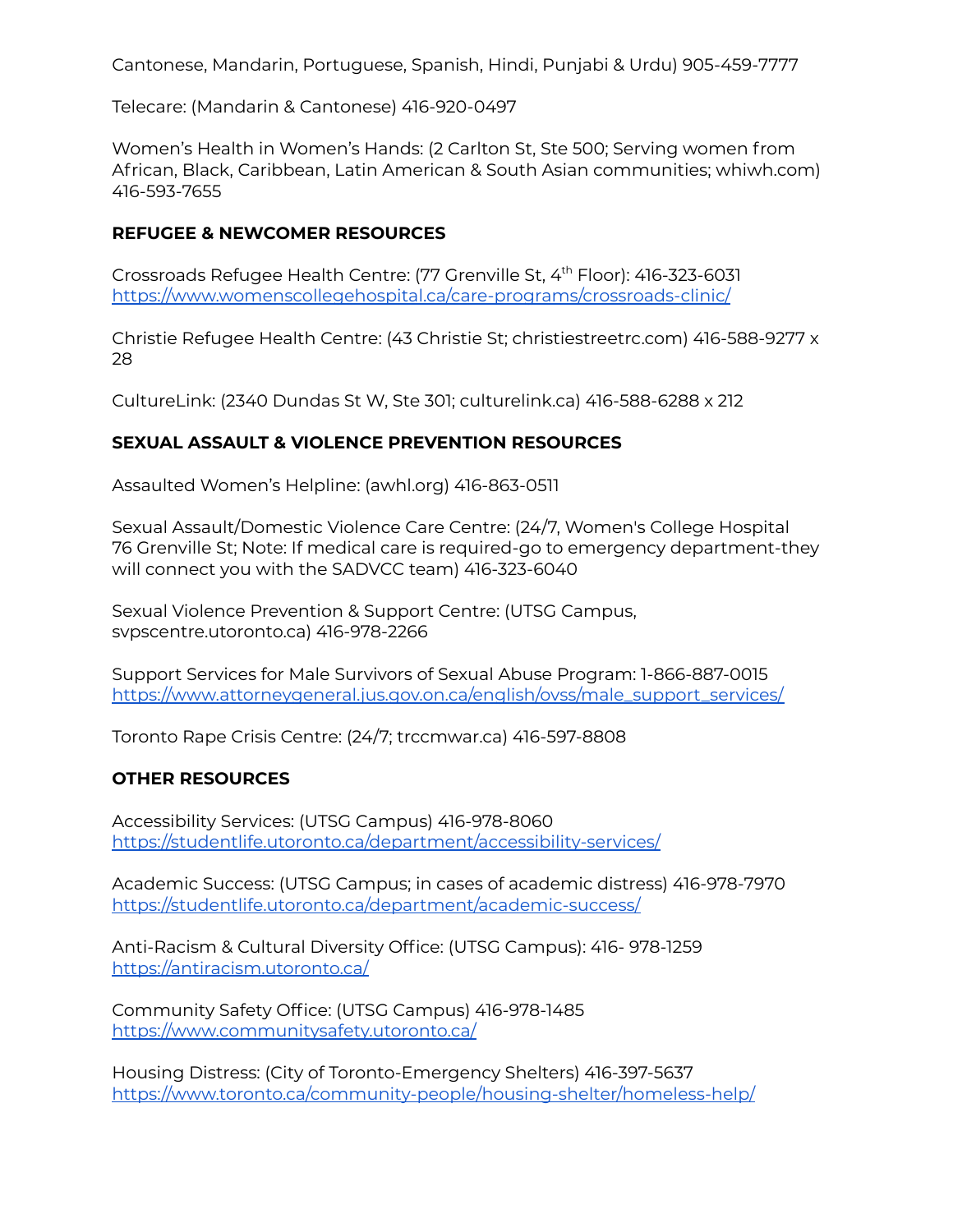Cantonese, Mandarin, Portuguese, Spanish, Hindi, Punjabi & Urdu) 905-459-7777

Telecare: (Mandarin & Cantonese) 416-920-0497

Women's Health in Women's Hands: (2 Carlton St, Ste 500; Serving women from African, Black, Caribbean, Latin American & South Asian communities; whiwh.com) 416-593-7655

**REFUGEE & NEWCOMER RESOURCES**

Crossroads Refugee Health Centre: (77 Grenville St, 4th Floor): 416-323-6031
https://www.womenscollegehospital.ca/care-programs/crossroads-clinic/

Christie Refugee Health Centre: (43 Christie St; christiestreetrc.com) 416-588-9277 x 28

CultureLink: (2340 Dundas St W, Ste 301; culturelink.ca) 416-588-6288 x 212

**SEXUAL ASSAULT & VIOLENCE PREVENTION RESOURCES**

Assaulted Women's Helpline: (awhl.org) 416-863-0511

Sexual Assault/Domestic Violence Care Centre: (24/7, Women's College Hospital 76 Grenville St; Note: If medical care is required-go to emergency department-they will connect you with the SADVCC team) 416-323-6040

Sexual Violence Prevention & Support Centre: (UTSG Campus, svpscentre.utoronto.ca) 416-978-2266

Support Services for Male Survivors of Sexual Abuse Program: 1-866-887-0015
https://www.attorneygeneral.jus.gov.on.ca/english/ovss/male_support_services/

Toronto Rape Crisis Centre: (24/7; trccmwar.ca) 416-597-8808

**OTHER RESOURCES**

Accessibility Services: (UTSG Campus) 416-978-8060
https://studentlife.utoronto.ca/department/accessibility-services/

Academic Success: (UTSG Campus; in cases of academic distress) 416-978-7970
https://studentlife.utoronto.ca/department/academic-success/

Anti-Racism & Cultural Diversity Office: (UTSG Campus): 416- 978-1259
https://antiracism.utoronto.ca/

Community Safety Office: (UTSG Campus) 416-978-1485
https://www.communitysafety.utoronto.ca/

Housing Distress: (City of Toronto-Emergency Shelters) 416-397-5637
https://www.toronto.ca/community-people/housing-shelter/homeless-help/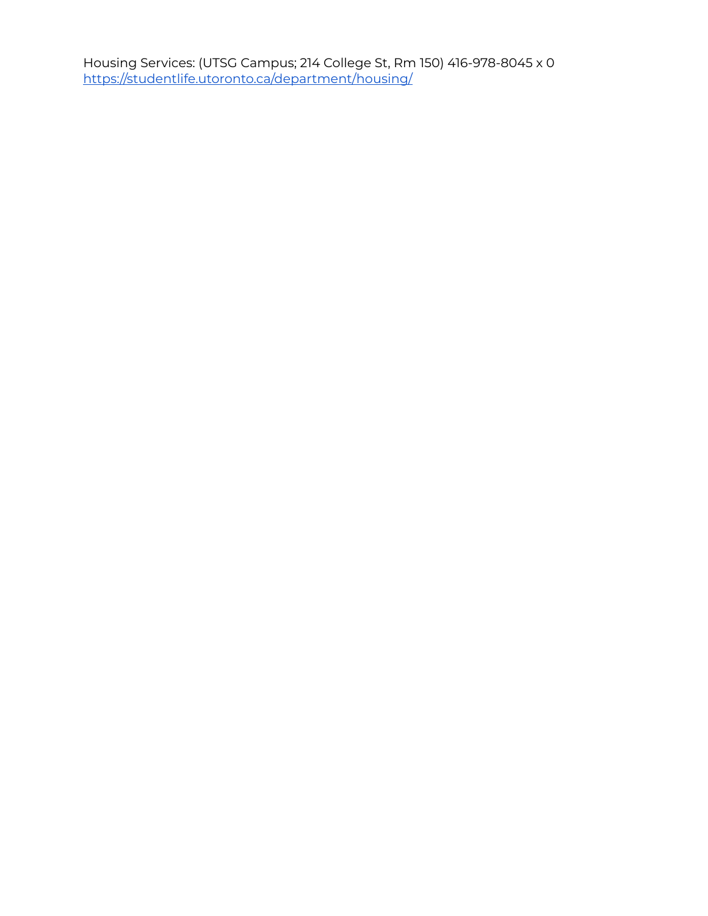Housing Services: (UTSG Campus; 214 College St, Rm 150) 416-978-8045 x 0
https://studentlife.utoronto.ca/department/housing/